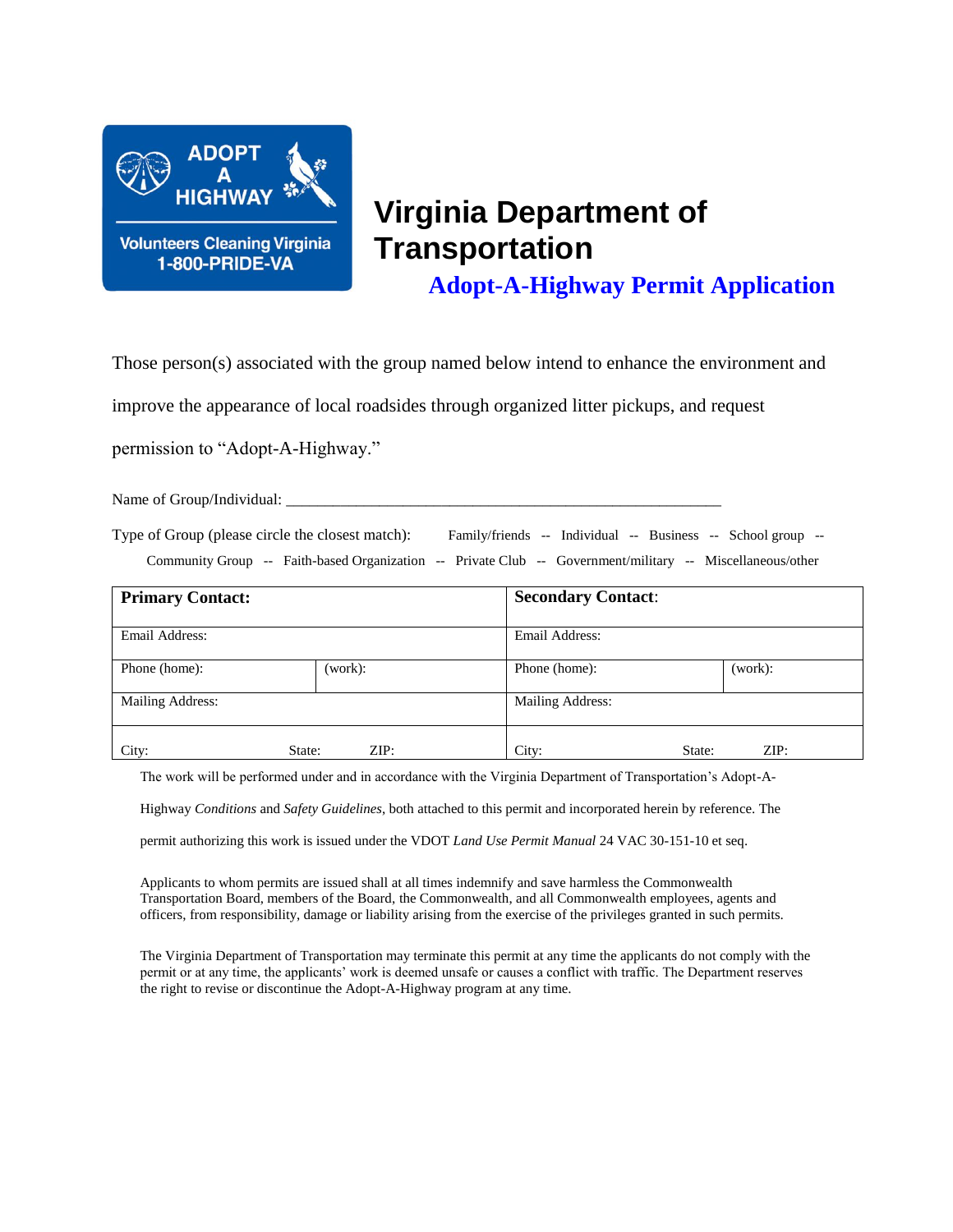ADOPT A HIGHWAY

Volunteers Cleaning Virginia
1-800-PRIDE-VA

# Virginia Department of Transportation

## Adopt-A-Highway Permit Application

Those person(s) associated with the group named below intend to enhance the environment and improve the appearance of local roadsides through organized litter pickups, and request permission to "Adopt-A-Highway."

Name of Group/Individual: ____________________________________________________

Type of Group (please circle the closest match): Family/friends -- Individual -- Business -- School group -- Community Group -- Faith-based Organization -- Private Club -- Government/military -- Miscellaneous/other

| **Primary Contact:** | | | **Secondary Contact:** | | |
|---|---|---|---|---|---|
| Email Address: | | | Email Address: | | |
| Phone (home): | (work): | | Phone (home): | (work): | |
| Mailing Address: | | | Mailing Address: | | |
| City: | State: | ZIP: | City: | State: | ZIP: |

The work will be performed under and in accordance with the Virginia Department of Transportation's Adopt-A-Highway *Conditions* and *Safety Guidelines*, both attached to this permit and incorporated herein by reference. The permit authorizing this work is issued under the VDOT *Land Use Permit Manual* 24 VAC 30-151-10 et seq.

Applicants to whom permits are issued shall at all times indemnify and save harmless the Commonwealth Transportation Board, members of the Board, the Commonwealth, and all Commonwealth employees, agents and officers, from responsibility, damage or liability arising from the exercise of the privileges granted in such permits.

The Virginia Department of Transportation may terminate this permit at any time the applicants do not comply with the permit or at any time, the applicants' work is deemed unsafe or causes a conflict with traffic. The Department reserves the right to revise or discontinue the Adopt-A-Highway program at any time.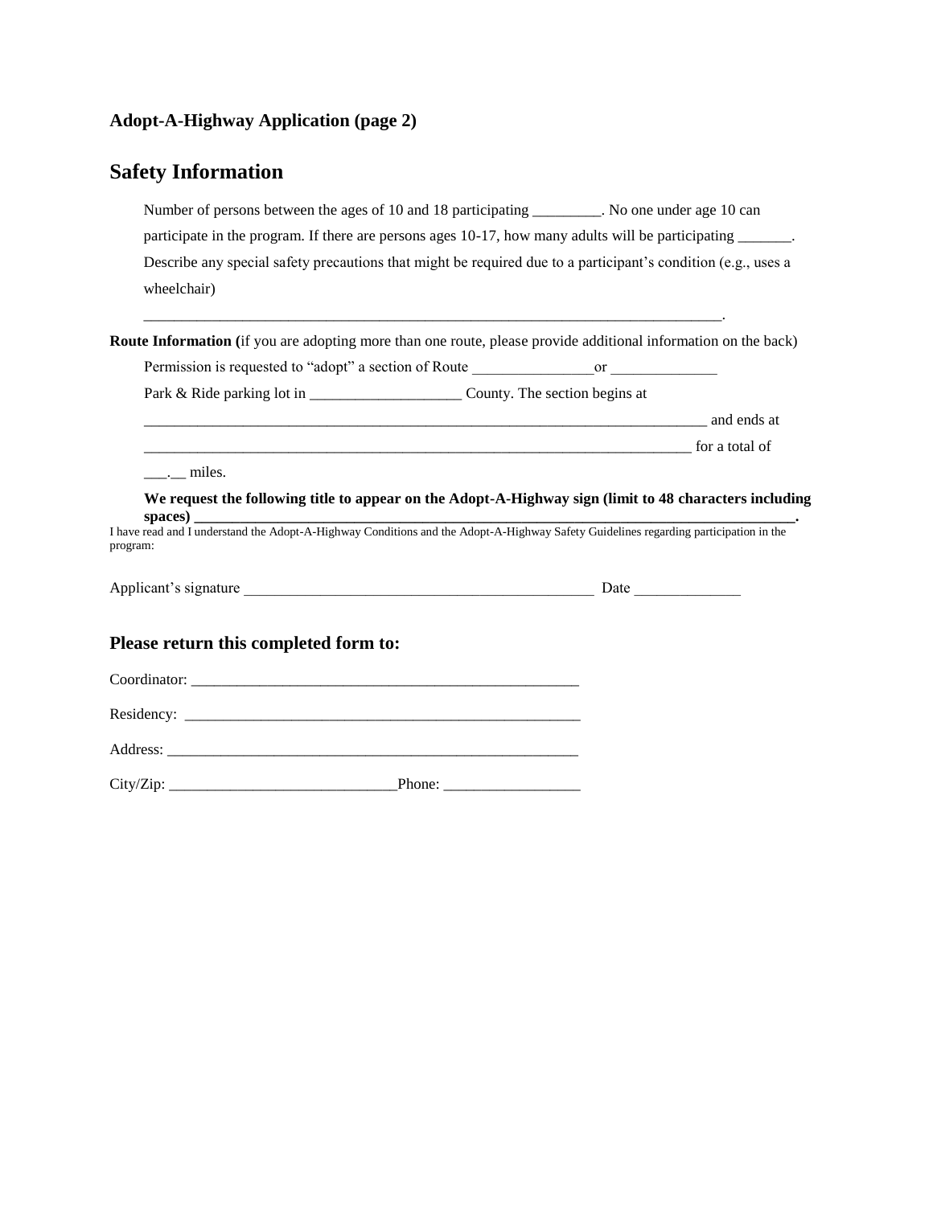### Adopt-A-Highway Application (page 2)

## Safety Information

Number of persons between the ages of 10 and 18 participating _________. No one under age 10 can participate in the program. If there are persons ages 10-17, how many adults will be participating _______. Describe any special safety precautions that might be required due to a participant's condition (e.g., uses a wheelchair)

_______________________________________________________________________________.

**Route Information (**if you are adopting more than one route, please provide additional information on the back)

Permission is requested to "adopt" a section of Route ________________or ______________

Park & Ride parking lot in ____________________ County. The section begins at

______________________________________________________________________________ and ends at

____________________________________________________________________________ for a total of

___.__ miles.

**We request the following title to appear on the Adopt-A-Highway sign (limit to 48 characters including spaces) _________________________________________________________________________________.**

I have read and I understand the Adopt-A-Highway Conditions and the Adopt-A-Highway Safety Guidelines regarding participation in the program:

Applicant's signature _______________________________________________ Date ______________

### Please return this completed form to:

Coordinator: _____________________________________________________

Residency: ______________________________________________________

Address: ________________________________________________________

City/Zip: ______________________________Phone: __________________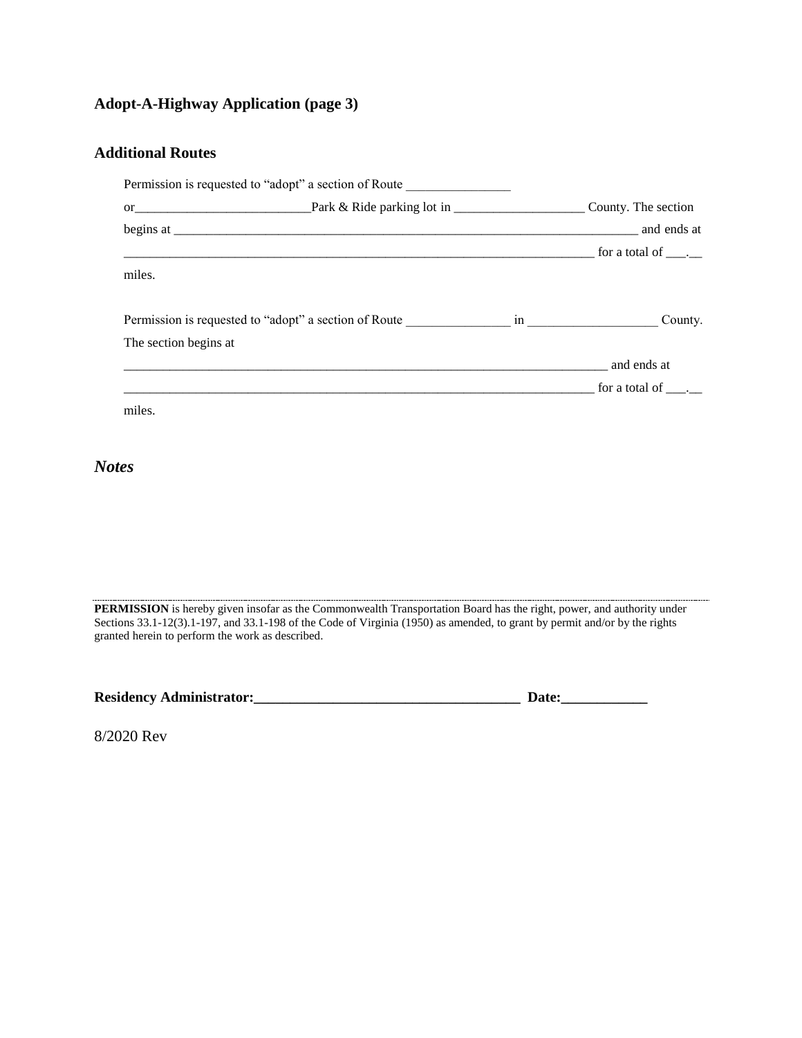**Adopt-A-Highway Application (page 3)**

## Additional Routes

Permission is requested to "adopt" a section of Route ________________
or___________________________Park & Ride parking lot in ____________________ County. The section
begins at ___________________________________________________________________________ and ends at
______________________________________________________________________________ for a total of ___.__
miles.

Permission is requested to "adopt" a section of Route ________________ in ____________________ County.
The section begins at
______________________________________________________________________________ and ends at
______________________________________________________________________________ for a total of ___.__
miles.

## *Notes*

**PERMISSION** is hereby given insofar as the Commonwealth Transportation Board has the right, power, and authority under Sections 33.1-12(3).1-197, and 33.1-198 of the Code of Virginia (1950) as amended, to grant by permit and/or by the rights granted herein to perform the work as described.

**Residency Administrator:______________________________________ Date:____________**

8/2020 Rev